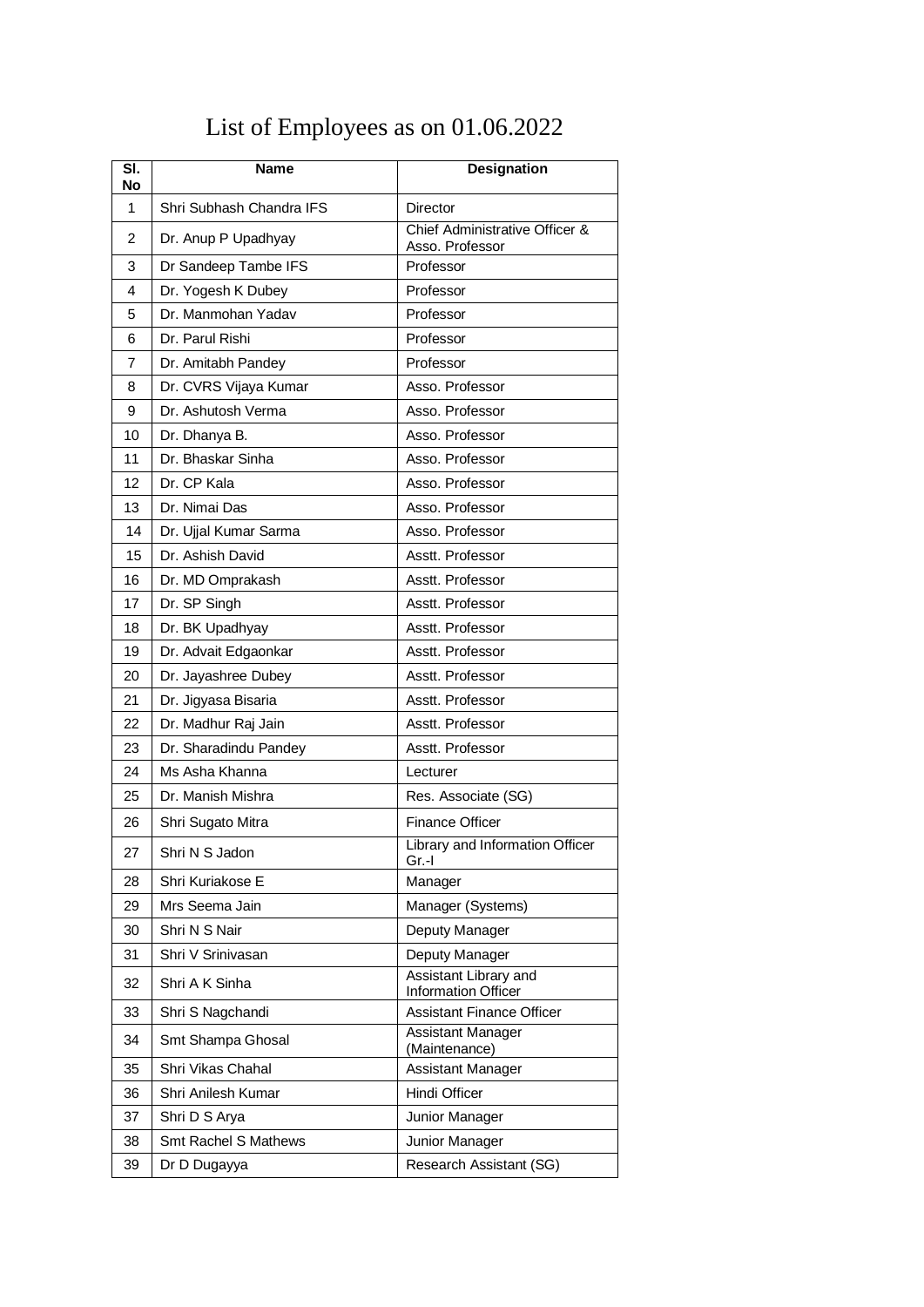# List of Employees as on 01.06.2022

| Sl. No | Name | Designation |
|---|---|---|
| 1 | Shri Subhash Chandra IFS | Director |
| 2 | Dr. Anup P Upadhyay | Chief Administrative Officer & Asso. Professor |
| 3 | Dr Sandeep Tambe IFS | Professor |
| 4 | Dr. Yogesh K Dubey | Professor |
| 5 | Dr. Manmohan Yadav | Professor |
| 6 | Dr. Parul Rishi | Professor |
| 7 | Dr. Amitabh Pandey | Professor |
| 8 | Dr. CVRS Vijaya Kumar | Asso. Professor |
| 9 | Dr. Ashutosh Verma | Asso. Professor |
| 10 | Dr. Dhanya B. | Asso. Professor |
| 11 | Dr. Bhaskar Sinha | Asso. Professor |
| 12 | Dr. CP Kala | Asso. Professor |
| 13 | Dr. Nimai Das | Asso. Professor |
| 14 | Dr. Ujjal Kumar Sarma | Asso. Professor |
| 15 | Dr. Ashish David | Asstt. Professor |
| 16 | Dr. MD Omprakash | Asstt. Professor |
| 17 | Dr. SP Singh | Asstt. Professor |
| 18 | Dr. BK Upadhyay | Asstt. Professor |
| 19 | Dr. Advait Edgaonkar | Asstt. Professor |
| 20 | Dr. Jayashree Dubey | Asstt. Professor |
| 21 | Dr. Jigyasa Bisaria | Asstt. Professor |
| 22 | Dr. Madhur Raj Jain | Asstt. Professor |
| 23 | Dr. Sharadindu Pandey | Asstt. Professor |
| 24 | Ms Asha Khanna | Lecturer |
| 25 | Dr. Manish Mishra | Res. Associate (SG) |
| 26 | Shri Sugato Mitra | Finance Officer |
| 27 | Shri N S Jadon | Library and Information Officer Gr.-I |
| 28 | Shri Kuriakose E | Manager |
| 29 | Mrs Seema Jain | Manager (Systems) |
| 30 | Shri N S Nair | Deputy Manager |
| 31 | Shri V Srinivasan | Deputy Manager |
| 32 | Shri A K Sinha | Assistant Library and Information Officer |
| 33 | Shri S Nagchandi | Assistant Finance Officer |
| 34 | Smt Shampa Ghosal | Assistant Manager (Maintenance) |
| 35 | Shri Vikas Chahal | Assistant Manager |
| 36 | Shri Anilesh Kumar | Hindi Officer |
| 37 | Shri D S Arya | Junior Manager |
| 38 | Smt Rachel S Mathews | Junior Manager |
| 39 | Dr D Dugayya | Research Assistant (SG) |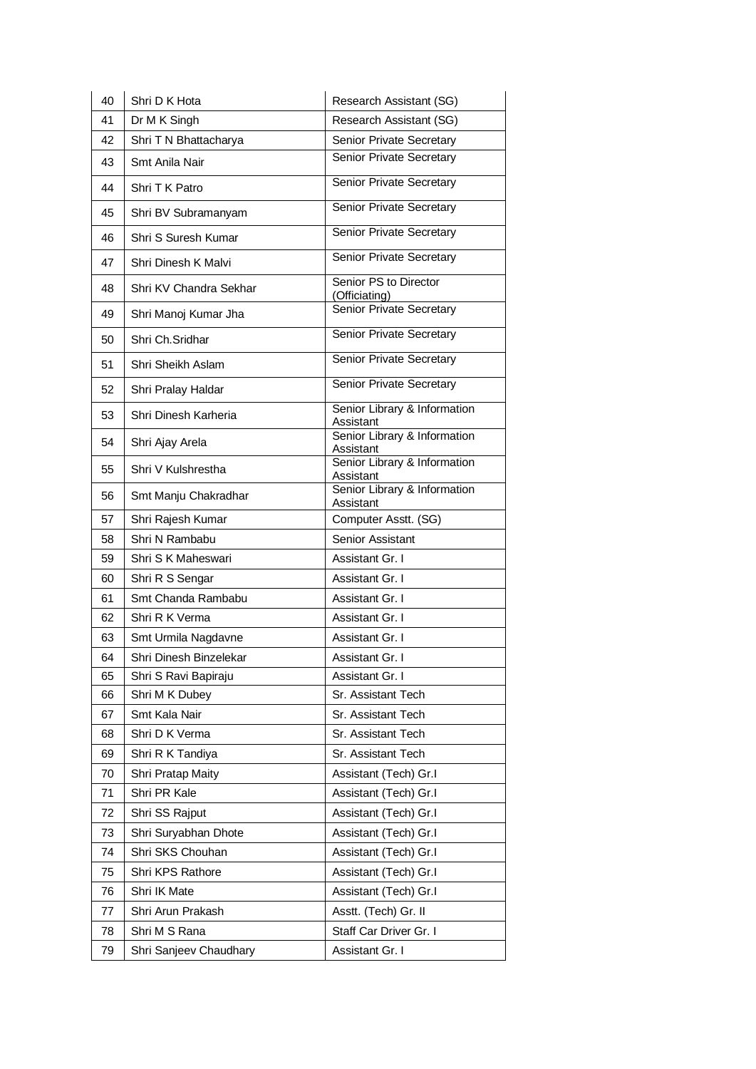| 40 | Shri D K Hota | Research Assistant (SG) |
|---|---|---|
| 41 | Dr M K Singh | Research Assistant (SG) |
| 42 | Shri T N Bhattacharya | Senior Private Secretary |
| 43 | Smt Anila Nair | Senior Private Secretary |
| 44 | Shri T K Patro | Senior Private Secretary |
| 45 | Shri BV Subramanyam | Senior Private Secretary |
| 46 | Shri S Suresh Kumar | Senior Private Secretary |
| 47 | Shri Dinesh K Malvi | Senior Private Secretary |
| 48 | Shri KV Chandra Sekhar | Senior PS to Director (Officiating) |
| 49 | Shri Manoj Kumar Jha | Senior Private Secretary |
| 50 | Shri Ch.Sridhar | Senior Private Secretary |
| 51 | Shri Sheikh Aslam | Senior Private Secretary |
| 52 | Shri Pralay Haldar | Senior Private Secretary |
| 53 | Shri Dinesh Karheria | Senior Library & Information Assistant |
| 54 | Shri Ajay Arela | Senior Library & Information Assistant |
| 55 | Shri V Kulshrestha | Senior Library & Information Assistant |
| 56 | Smt Manju Chakradhar | Senior Library & Information Assistant |
| 57 | Shri Rajesh Kumar | Computer Asstt. (SG) |
| 58 | Shri N Rambabu | Senior Assistant |
| 59 | Shri S K Maheswari | Assistant Gr. I |
| 60 | Shri R S Sengar | Assistant Gr. I |
| 61 | Smt Chanda Rambabu | Assistant Gr. I |
| 62 | Shri R K Verma | Assistant Gr. I |
| 63 | Smt Urmila Nagdavne | Assistant Gr. I |
| 64 | Shri Dinesh Binzelekar | Assistant Gr. I |
| 65 | Shri S Ravi Bapiraju | Assistant Gr. I |
| 66 | Shri M K Dubey | Sr. Assistant Tech |
| 67 | Smt Kala Nair | Sr. Assistant Tech |
| 68 | Shri D K Verma | Sr. Assistant Tech |
| 69 | Shri R K Tandiya | Sr. Assistant Tech |
| 70 | Shri Pratap Maity | Assistant (Tech) Gr.I |
| 71 | Shri PR Kale | Assistant (Tech) Gr.I |
| 72 | Shri SS Rajput | Assistant (Tech) Gr.I |
| 73 | Shri Suryabhan Dhote | Assistant (Tech) Gr.I |
| 74 | Shri SKS Chouhan | Assistant (Tech) Gr.I |
| 75 | Shri KPS Rathore | Assistant (Tech) Gr.I |
| 76 | Shri IK Mate | Assistant (Tech) Gr.I |
| 77 | Shri Arun Prakash | Asstt. (Tech) Gr. II |
| 78 | Shri M S Rana | Staff Car Driver Gr. I |
| 79 | Shri Sanjeev Chaudhary | Assistant Gr. I |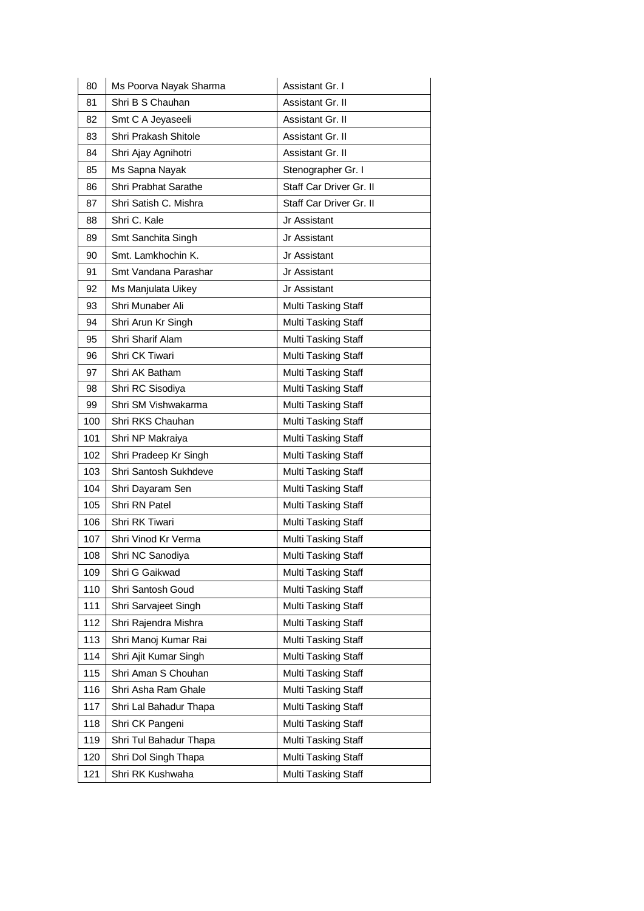| | | |
|---|---|---|
| 80 | Ms Poorva Nayak Sharma | Assistant Gr. I |
| 81 | Shri B S Chauhan | Assistant Gr. II |
| 82 | Smt C A Jeyaseeli | Assistant Gr. II |
| 83 | Shri Prakash Shitole | Assistant Gr. II |
| 84 | Shri Ajay Agnihotri | Assistant Gr. II |
| 85 | Ms Sapna Nayak | Stenographer Gr. I |
| 86 | Shri Prabhat Sarathe | Staff Car Driver Gr. II |
| 87 | Shri Satish C. Mishra | Staff Car Driver Gr. II |
| 88 | Shri C. Kale | Jr Assistant |
| 89 | Smt Sanchita Singh | Jr Assistant |
| 90 | Smt. Lamkhochin K. | Jr Assistant |
| 91 | Smt Vandana Parashar | Jr Assistant |
| 92 | Ms Manjulata Uikey | Jr Assistant |
| 93 | Shri Munaber Ali | Multi Tasking Staff |
| 94 | Shri Arun Kr Singh | Multi Tasking Staff |
| 95 | Shri Sharif Alam | Multi Tasking Staff |
| 96 | Shri CK Tiwari | Multi Tasking Staff |
| 97 | Shri AK Batham | Multi Tasking Staff |
| 98 | Shri RC Sisodiya | Multi Tasking Staff |
| 99 | Shri SM Vishwakarma | Multi Tasking Staff |
| 100 | Shri RKS Chauhan | Multi Tasking Staff |
| 101 | Shri NP Makraiya | Multi Tasking Staff |
| 102 | Shri Pradeep Kr Singh | Multi Tasking Staff |
| 103 | Shri Santosh Sukhdeve | Multi Tasking Staff |
| 104 | Shri Dayaram Sen | Multi Tasking Staff |
| 105 | Shri RN Patel | Multi Tasking Staff |
| 106 | Shri RK Tiwari | Multi Tasking Staff |
| 107 | Shri Vinod Kr Verma | Multi Tasking Staff |
| 108 | Shri NC Sanodiya | Multi Tasking Staff |
| 109 | Shri G Gaikwad | Multi Tasking Staff |
| 110 | Shri Santosh Goud | Multi Tasking Staff |
| 111 | Shri Sarvajeet Singh | Multi Tasking Staff |
| 112 | Shri Rajendra Mishra | Multi Tasking Staff |
| 113 | Shri Manoj Kumar Rai | Multi Tasking Staff |
| 114 | Shri Ajit Kumar Singh | Multi Tasking Staff |
| 115 | Shri Aman S Chouhan | Multi Tasking Staff |
| 116 | Shri Asha Ram Ghale | Multi Tasking Staff |
| 117 | Shri Lal Bahadur Thapa | Multi Tasking Staff |
| 118 | Shri CK Pangeni | Multi Tasking Staff |
| 119 | Shri Tul Bahadur Thapa | Multi Tasking Staff |
| 120 | Shri Dol Singh Thapa | Multi Tasking Staff |
| 121 | Shri RK Kushwaha | Multi Tasking Staff |